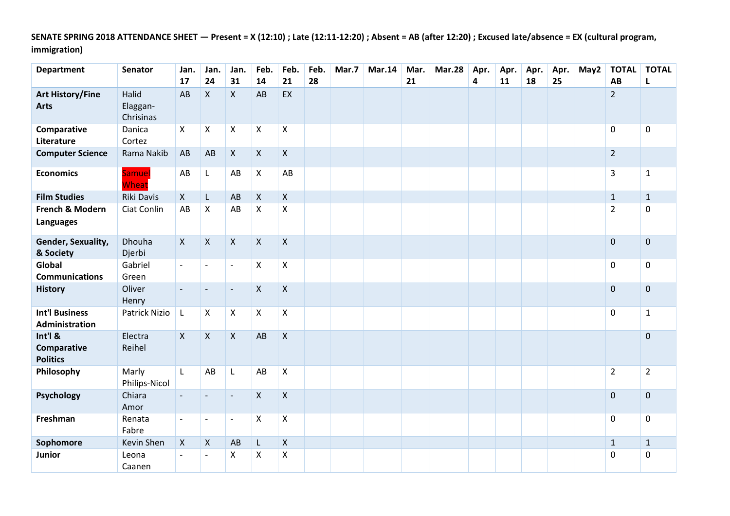**SENATE SPRING 2018 ATTENDANCE SHEET — Present = X (12:10) ; Late (12:11-12:20) ; Absent = AB (after 12:20) ; Excused late/absence = EX (cultural program, immigration)**

| Department | Senator | Jan. 17 | Jan. 24 | Jan. 31 | Feb. 14 | Feb. 21 | Feb. 28 | Mar.7 | Mar.14 | Mar. 21 | Mar.28 | Apr. 4 | Apr. 11 | Apr. 18 | Apr. 25 | May2 | TOTAL AB | TOTAL L |
|---|---|---|---|---|---|---|---|---|---|---|---|---|---|---|---|---|---|---|
| **Art History/Fine Arts** | Halid Elaggan-Chrisinas | AB | X | X | AB | EX | | | | | | | | | | | 2 | |
| **Comparative Literature** | Danica Cortez | X | X | X | X | X | | | | | | | | | | | 0 | 0 |
| **Computer Science** | Rama Nakib | AB | AB | X | X | X | | | | | | | | | | | 2 | |
| **Economics** | Samuel Wheat | AB | L | AB | X | AB | | | | | | | | | | | 3 | 1 |
| **Film Studies** | Riki Davis | X | L | AB | X | X | | | | | | | | | | | 1 | 1 |
| **French & Modern Languages** | Ciat Conlin | AB | X | AB | X | X | | | | | | | | | | | 2 | 0 |
| **Gender, Sexuality, & Society** | Dhouha Djerbi | X | X | X | X | X | | | | | | | | | | | 0 | 0 |
| **Global Communications** | Gabriel Green | - | - | - | X | X | | | | | | | | | | | 0 | 0 |
| **History** | Oliver Henry | - | - | - | X | X | | | | | | | | | | | 0 | 0 |
| **Int'l Business Administration** | Patrick Nizio | L | X | X | X | X | | | | | | | | | | | 0 | 1 |
| **Int'l & Comparative Politics** | Electra Reihel | X | X | X | AB | X | | | | | | | | | | | | 0 |
| **Philosophy** | Marly Philips-Nicol | L | AB | L | AB | X | | | | | | | | | | | 2 | 2 |
| **Psychology** | Chiara Amor | - | - | - | X | X | | | | | | | | | | | 0 | 0 |
| **Freshman** | Renata Fabre | - | - | - | X | X | | | | | | | | | | | 0 | 0 |
| **Sophomore** | Kevin Shen | X | X | AB | L | X | | | | | | | | | | | 1 | 1 |
| **Junior** | Leona Caanen | - | - | X | X | X | | | | | | | | | | | 0 | 0 |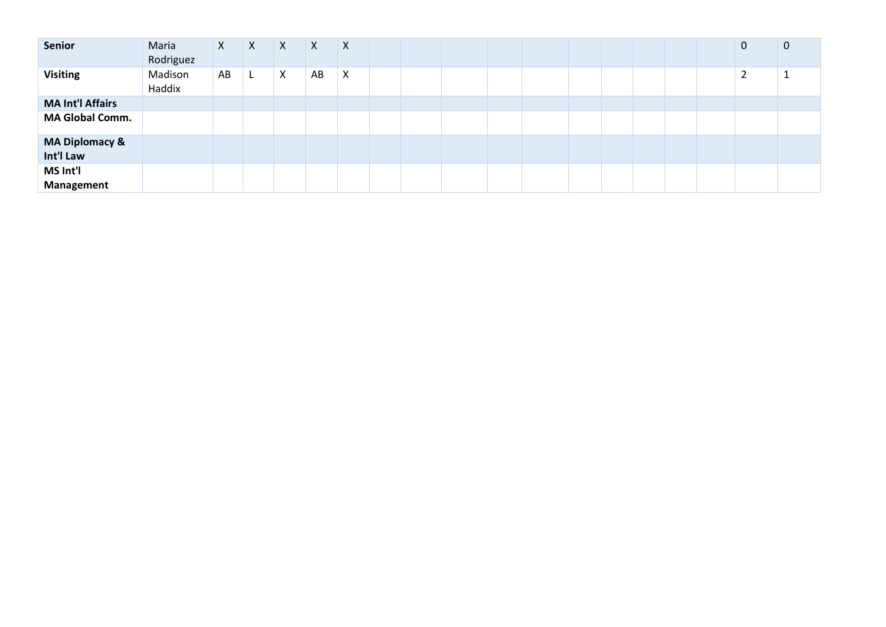| **Senior** | Maria Rodriguez | X | X | X | X | X | | | | | | | | | | | 0 | 0 |
|---|---|---|---|---|---|---|---|---|---|---|---|---|---|---|---|---|---|---|
| **Visiting** | Madison Haddix | AB | L | X | AB | X | | | | | | | | | | | 2 | 1 |
| **MA Int'l Affairs** | | | | | | | | | | | | | | | | | | |
| **MA Global Comm.** | | | | | | | | | | | | | | | | | | |
| **MA Diplomacy & Int'l Law** | | | | | | | | | | | | | | | | | | |
| **MS Int'l Management** | | | | | | | | | | | | | | | | | | |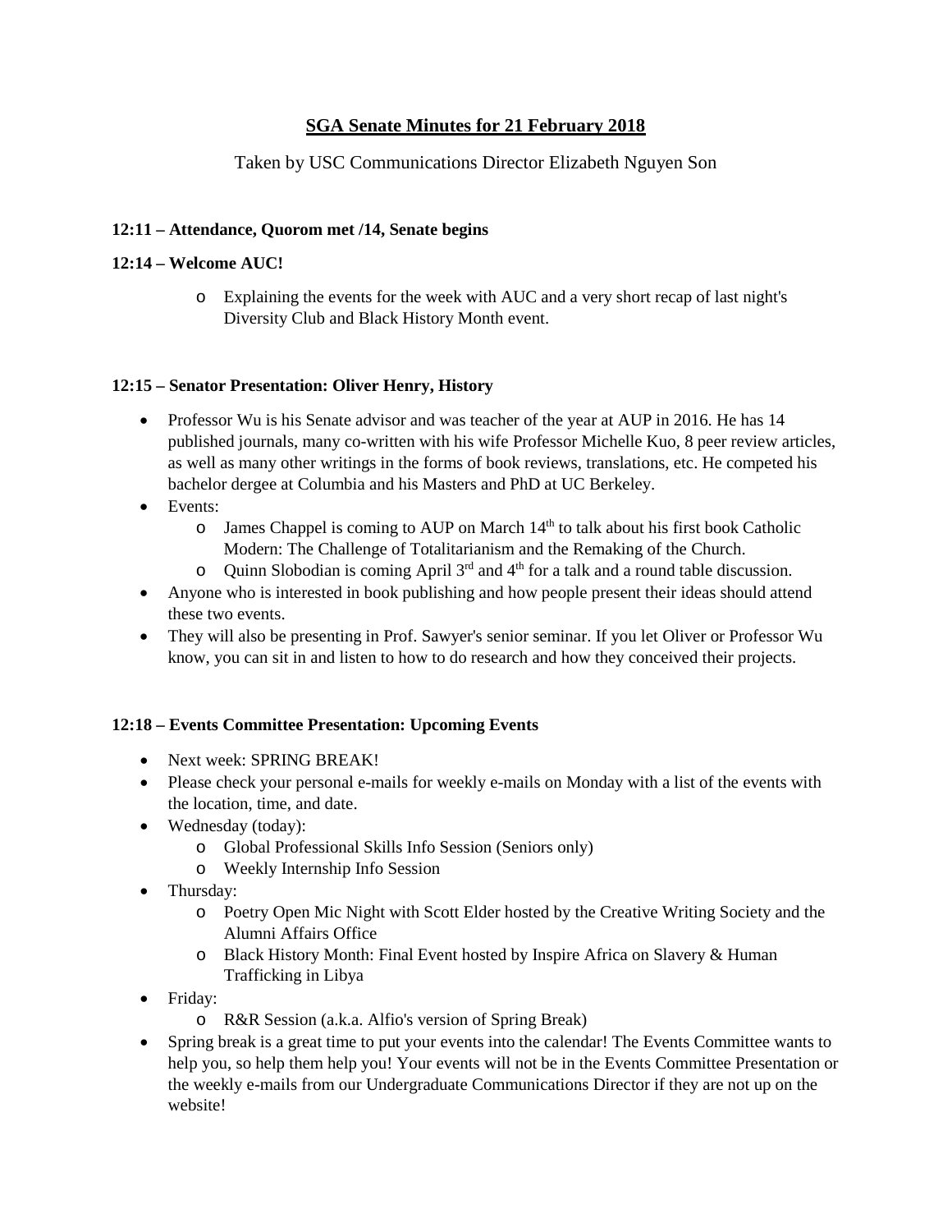# SGA Senate Minutes for 21 February 2018

Taken by USC Communications Director Elizabeth Nguyen Son

**12:11 – Attendance, Quorom met /14, Senate begins**

**12:14 – Welcome AUC!**

- Explaining the events for the week with AUC and a very short recap of last night's Diversity Club and Black History Month event.

**12:15 – Senator Presentation: Oliver Henry, History**

- Professor Wu is his Senate advisor and was teacher of the year at AUP in 2016. He has 14 published journals, many co-written with his wife Professor Michelle Kuo, 8 peer review articles, as well as many other writings in the forms of book reviews, translations, etc. He competed his bachelor dergee at Columbia and his Masters and PhD at UC Berkeley.
- Events:
  - James Chappel is coming to AUP on March 14th to talk about his first book Catholic Modern: The Challenge of Totalitarianism and the Remaking of the Church.
  - Quinn Slobodian is coming April 3rd and 4th for a talk and a round table discussion.
- Anyone who is interested in book publishing and how people present their ideas should attend these two events.
- They will also be presenting in Prof. Sawyer's senior seminar. If you let Oliver or Professor Wu know, you can sit in and listen to how to do research and how they conceived their projects.

**12:18 – Events Committee Presentation: Upcoming Events**

- Next week: SPRING BREAK!
- Please check your personal e-mails for weekly e-mails on Monday with a list of the events with the location, time, and date.
- Wednesday (today):
  - Global Professional Skills Info Session (Seniors only)
  - Weekly Internship Info Session
- Thursday:
  - Poetry Open Mic Night with Scott Elder hosted by the Creative Writing Society and the Alumni Affairs Office
  - Black History Month: Final Event hosted by Inspire Africa on Slavery & Human Trafficking in Libya
- Friday:
  - R&R Session (a.k.a. Alfio's version of Spring Break)
- Spring break is a great time to put your events into the calendar! The Events Committee wants to help you, so help them help you! Your events will not be in the Events Committee Presentation or the weekly e-mails from our Undergraduate Communications Director if they are not up on the website!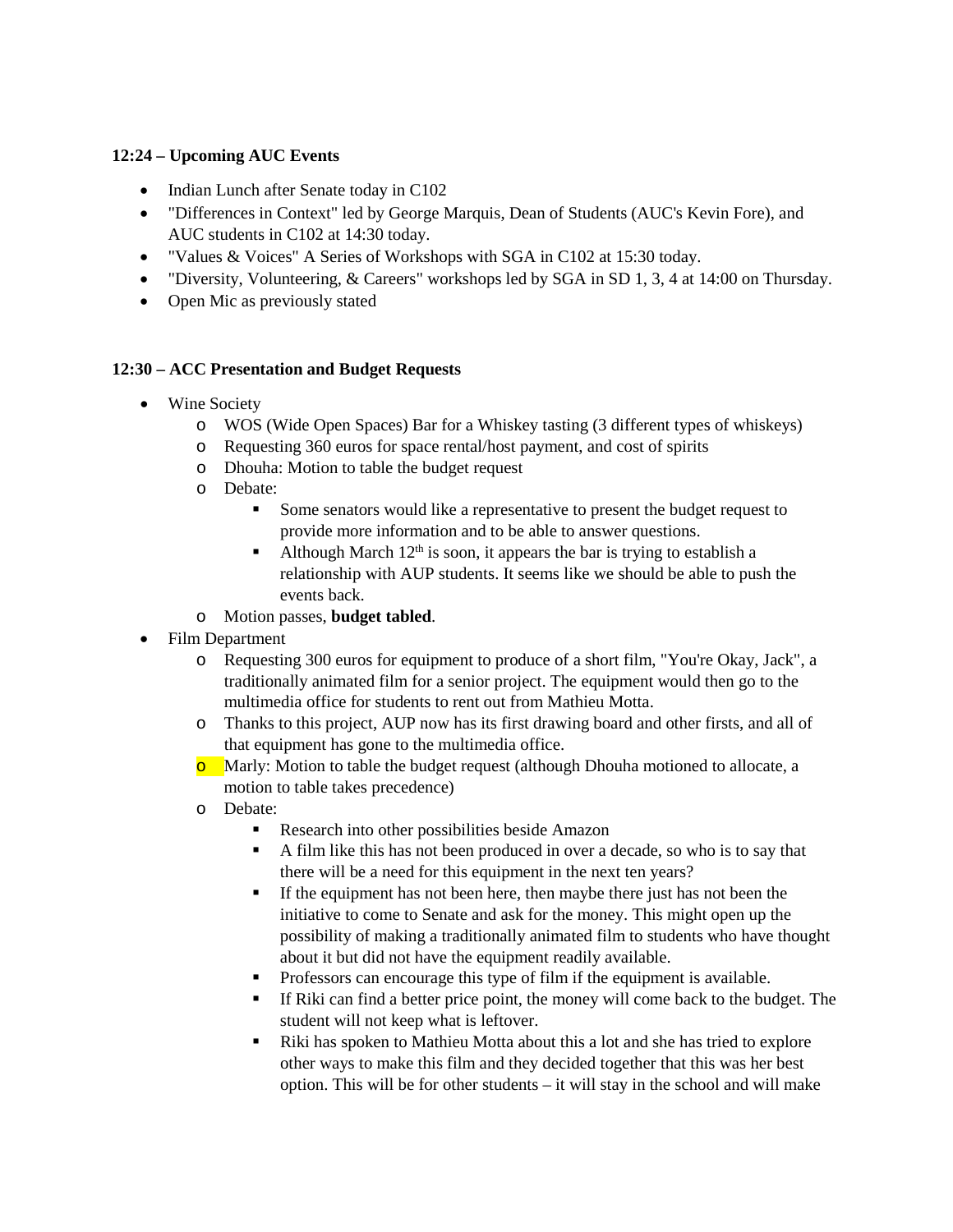**12:24 – Upcoming AUC Events**

- Indian Lunch after Senate today in C102
- "Differences in Context" led by George Marquis, Dean of Students (AUC's Kevin Fore), and AUC students in C102 at 14:30 today.
- "Values & Voices" A Series of Workshops with SGA in C102 at 15:30 today.
- "Diversity, Volunteering, & Careers" workshops led by SGA in SD 1, 3, 4 at 14:00 on Thursday.
- Open Mic as previously stated

**12:30 – ACC Presentation and Budget Requests**

- Wine Society
  - WOS (Wide Open Spaces) Bar for a Whiskey tasting (3 different types of whiskeys)
  - Requesting 360 euros for space rental/host payment, and cost of spirits
  - Dhouha: Motion to table the budget request
  - Debate:
    - Some senators would like a representative to present the budget request to provide more information and to be able to answer questions.
    - Although March 12th is soon, it appears the bar is trying to establish a relationship with AUP students. It seems like we should be able to push the events back.
  - Motion passes, **budget tabled**.
- Film Department
  - Requesting 300 euros for equipment to produce of a short film, "You're Okay, Jack", a traditionally animated film for a senior project. The equipment would then go to the multimedia office for students to rent out from Mathieu Motta.
  - Thanks to this project, AUP now has its first drawing board and other firsts, and all of that equipment has gone to the multimedia office.
  - Marly: Motion to table the budget request (although Dhouha motioned to allocate, a motion to table takes precedence)
  - Debate:
    - Research into other possibilities beside Amazon
    - A film like this has not been produced in over a decade, so who is to say that there will be a need for this equipment in the next ten years?
    - If the equipment has not been here, then maybe there just has not been the initiative to come to Senate and ask for the money. This might open up the possibility of making a traditionally animated film to students who have thought about it but did not have the equipment readily available.
    - Professors can encourage this type of film if the equipment is available.
    - If Riki can find a better price point, the money will come back to the budget. The student will not keep what is leftover.
    - Riki has spoken to Mathieu Motta about this a lot and she has tried to explore other ways to make this film and they decided together that this was her best option. This will be for other students – it will stay in the school and will make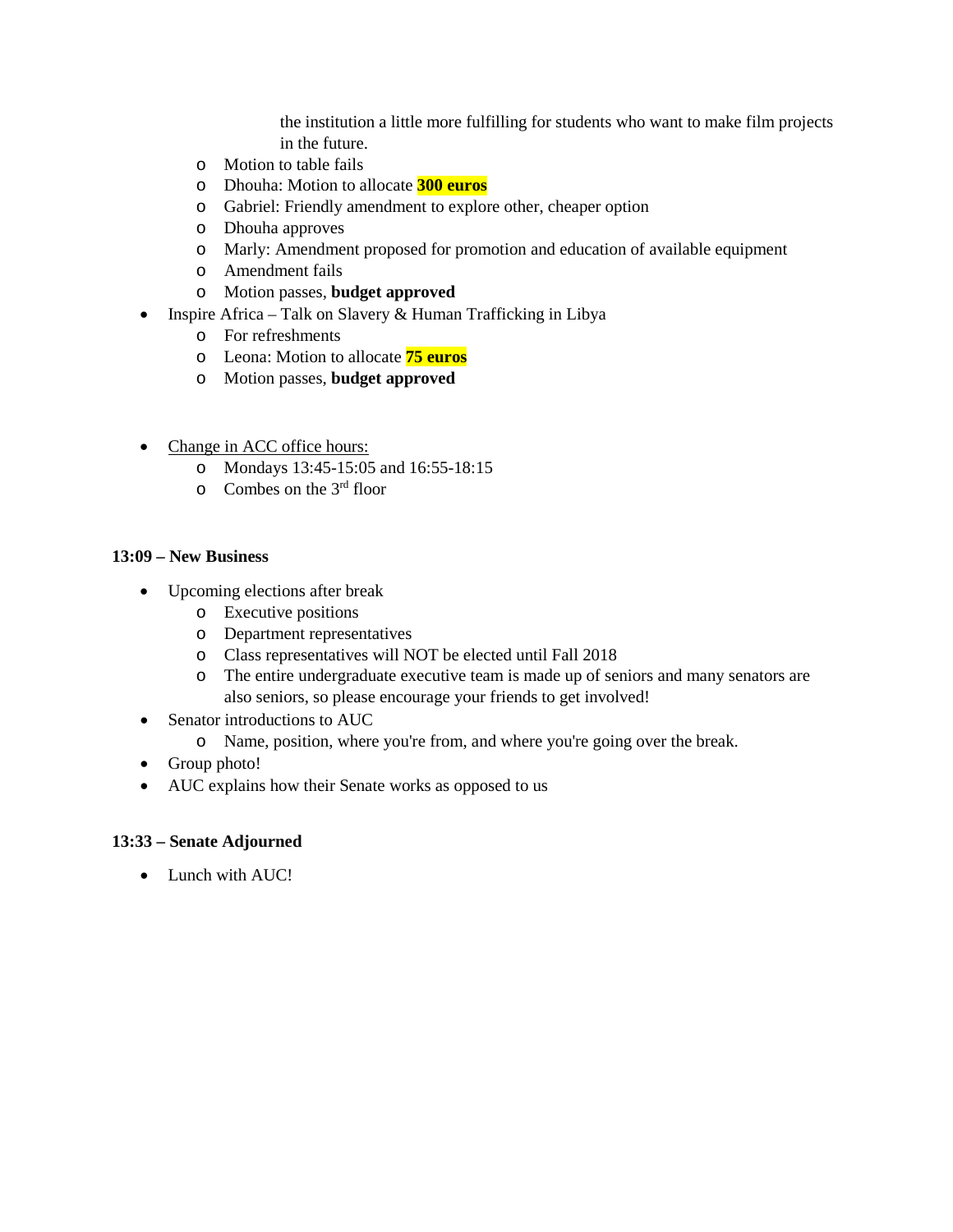the institution a little more fulfilling for students who want to make film projects in the future.

  - Motion to table fails
  - Dhouha: Motion to allocate **300 euros**
  - Gabriel: Friendly amendment to explore other, cheaper option
  - Dhouha approves
  - Marly: Amendment proposed for promotion and education of available equipment
  - Amendment fails
  - Motion passes, **budget approved**
- Inspire Africa – Talk on Slavery & Human Trafficking in Libya
  - For refreshments
  - Leona: Motion to allocate **75 euros**
  - Motion passes, **budget approved**

- Change in ACC office hours:
  - Mondays 13:45-15:05 and 16:55-18:15
  - Combes on the 3rd floor

**13:09 – New Business**

- Upcoming elections after break
  - Executive positions
  - Department representatives
  - Class representatives will NOT be elected until Fall 2018
  - The entire undergraduate executive team is made up of seniors and many senators are also seniors, so please encourage your friends to get involved!
- Senator introductions to AUC
  - Name, position, where you're from, and where you're going over the break.
- Group photo!
- AUC explains how their Senate works as opposed to us

**13:33 – Senate Adjourned**

- Lunch with AUC!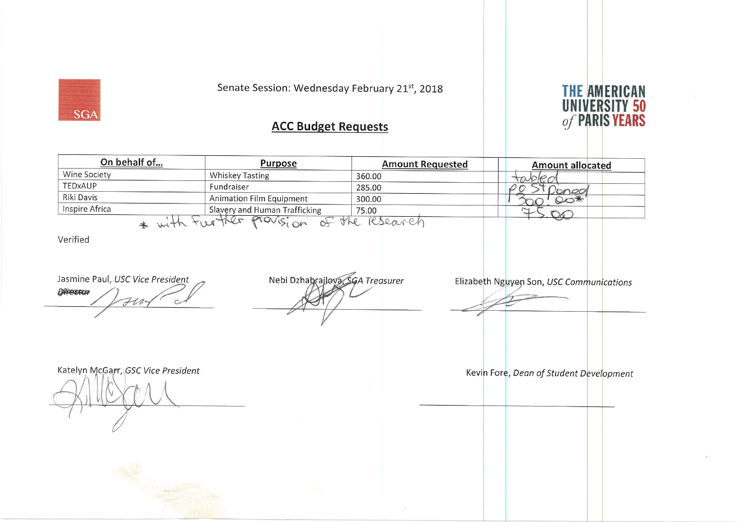SGA

Senate Session: Wednesday February 21st, 2018

THE AMERICAN UNIVERSITY of PARIS 50 YEARS

## ACC Budget Requests

| On behalf of… | Purpose | Amount Requested | Amount allocated |
|---|---|---|---|
| Wine Society | Whiskey Tasting | 360.00 | tabled |
| TEDxAUP | Fundraiser | 285.00 | postponed |
| Riki Davis | Animation Film Equipment | 300.00 | 300.00* |
| Inspire Africa | Slavery and Human Trafficking | 75.00 | 75.00 |

* with further provision of the research

Verified

Jasmine Paul, *USC Vice President* ~~Director~~

Nebi Dzhabrailova, *SGA Treasurer*

Elizabeth Nguyen Son, *USC Communications*

Katelyn McGarr, *GSC Vice President*

Kevin Fore, *Dean of Student Development*